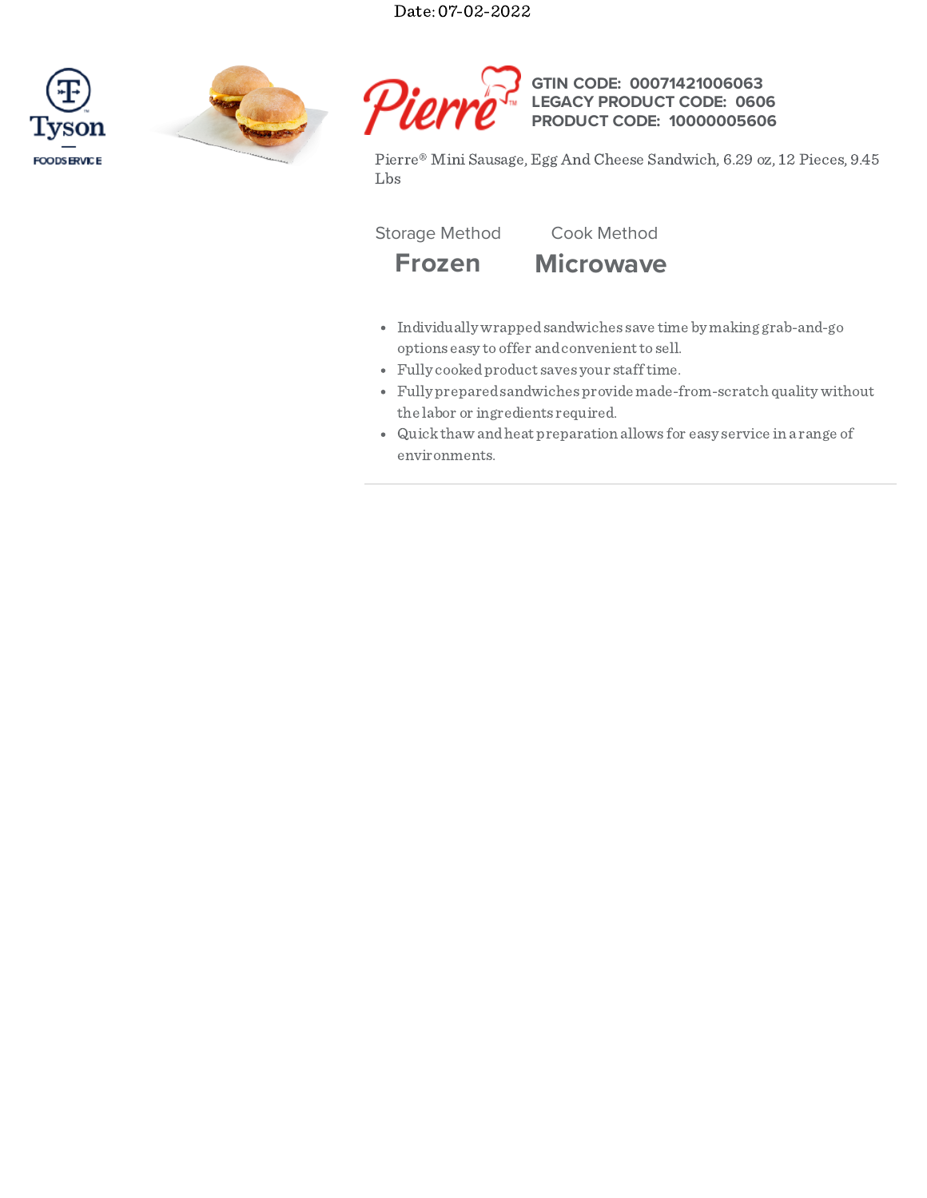Date: 07-02-2022

Tyson FOODSERVICE

Pierre™

**GTIN CODE: 00071421006063**
**LEGACY PRODUCT CODE: 0606**
**PRODUCT CODE: 10000005606**

Pierre® Mini Sausage, Egg And Cheese Sandwich, 6.29 oz, 12 Pieces, 9.45 Lbs

| Storage Method | Cook Method |
| --- | --- |
| **Frozen** | **Microwave** |

- Individually wrapped sandwiches save time by making grab-and-go options easy to offer and convenient to sell.
- Fully cooked product saves your staff time.
- Fully prepared sandwiches provide made-from-scratch quality without the labor or ingredients required.
- Quick thaw and heat preparation allows for easy service in a range of environments.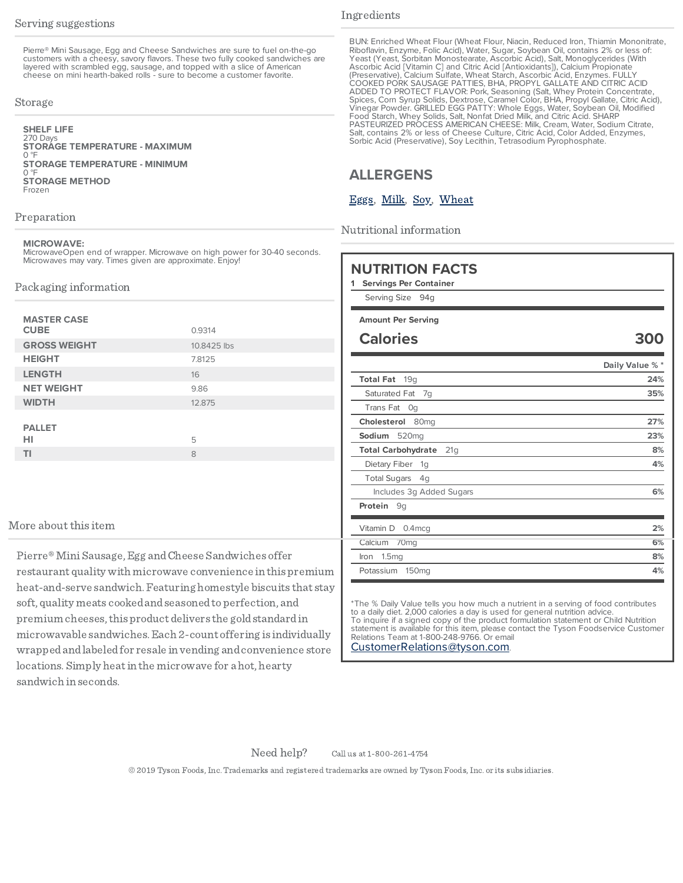## Serving suggestions

Pierre® Mini Sausage, Egg and Cheese Sandwiches are sure to fuel on-the-go customers with a cheesy, savory flavors. These two fully cooked sandwiches are layered with scrambled egg, sausage, and topped with a slice of American cheese on mini hearth-baked rolls - sure to become a customer favorite.

## Storage

**SHELF LIFE**
270 Days
**STORAGE TEMPERATURE - MAXIMUM**
0 °F
**STORAGE TEMPERATURE - MINIMUM**
0 °F
**STORAGE METHOD**
Frozen

## Preparation

**MICROWAVE:**
MicrowaveOpen end of wrapper. Microwave on high power for 30-40 seconds. Microwaves may vary. Times given are approximate. Enjoy!

## Packaging information

| MASTER CASE | |
|---|---|
| CUBE | 0.9314 |
| GROSS WEIGHT | 10.8425 lbs |
| HEIGHT | 7.8125 |
| LENGTH | 16 |
| NET WEIGHT | 9.86 |
| WIDTH | 12.875 |

| PALLET | |
|---|---|
| HI | 5 |
| TI | 8 |

## Ingredients

BUN: Enriched Wheat Flour (Wheat Flour, Niacin, Reduced Iron, Thiamin Mononitrate, Riboflavin, Enzyme, Folic Acid), Water, Sugar, Soybean Oil, contains 2% or less of: Yeast (Yeast, Sorbitan Monostearate, Ascorbic Acid), Salt, Monoglycerides (With Ascorbic Acid [Vitamin C] and Citric Acid [Antioxidants]), Calcium Propionate (Preservative), Calcium Sulfate, Wheat Starch, Ascorbic Acid, Enzymes. FULLY COOKED PORK SAUSAGE PATTIES, BHA, PROPYL GALLATE AND CITRIC ACID ADDED TO PROTECT FLAVOR: Pork, Seasoning (Salt, Whey Protein Concentrate, Spices, Corn Syrup Solids, Dextrose, Caramel Color, BHA, Propyl Gallate, Citric Acid), Vinegar Powder. GRILLED EGG PATTY: Whole Eggs, Water, Soybean Oil, Modified Food Starch, Whey Solids, Salt, Nonfat Dried Milk, and Citric Acid. SHARP PASTEURIZED PROCESS AMERICAN CHEESE: Milk, Cream, Water, Sodium Citrate, Salt, contains 2% or less of Cheese Culture, Citric Acid, Color Added, Enzymes, Sorbic Acid (Preservative), Soy Lecithin, Tetrasodium Pyrophosphate.

## ALLERGENS

Eggs, Milk, Soy, Wheat

## Nutritional information

### NUTRITION FACTS

**1 Servings Per Container**
Serving Size 94g

**Amount Per Serving**

| **Calories** | **300** |
|---|---|
| | **Daily Value % \*** |
| **Total Fat** 19g | **24%** |
| Saturated Fat 7g | **35%** |
| Trans Fat 0g | |
| **Cholesterol** 80mg | **27%** |
| **Sodium** 520mg | **23%** |
| **Total Carbohydrate** 21g | **8%** |
| Dietary Fiber 1g | **4%** |
| Total Sugars 4g | |
| Includes 3g Added Sugars | **6%** |
| **Protein** 9g | |
| Vitamin D 0.4mcg | **2%** |
| Calcium 70mg | **6%** |
| Iron 1.5mg | **8%** |
| Potassium 150mg | **4%** |

*The % Daily Value tells you how much a nutrient in a serving of food contributes to a daily diet. 2,000 calories a day is used for general nutrition advice.
To inquire if a signed copy of the product formulation statement or Child Nutrition statement is available for this item, please contact the Tyson Foodservice Customer Relations Team at 1-800-248-9766. Or email CustomerRelations@tyson.com.

## More about this item

Pierre® Mini Sausage, Egg and Cheese Sandwiches offer restaurant quality with microwave convenience in this premium heat-and-serve sandwich. Featuring homestyle biscuits that stay soft, quality meats cooked and seasoned to perfection, and premium cheeses, this product delivers the gold standard in microwavable sandwiches. Each 2-count offering is individually wrapped and labeled for resale in vending and convenience store locations. Simply heat in the microwave for a hot, hearty sandwich in seconds.

Need help? Call us at 1-800-261-4754

© 2019 Tyson Foods, Inc. Trademarks and registered trademarks are owned by Tyson Foods, Inc. or its subsidiaries.